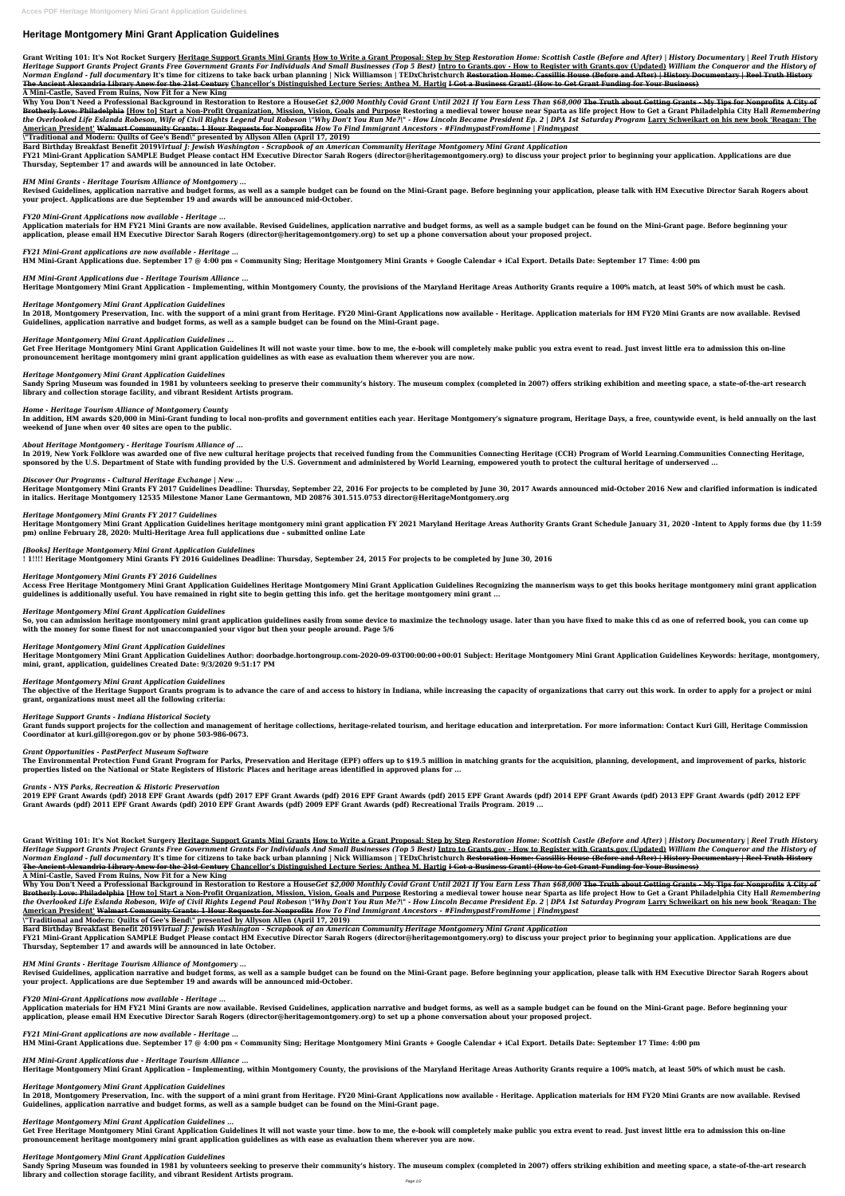# Heritage Montgomery Mini Grant Application Guidelines

**Grant Writing 101: It's Not Rocket Surgery Heritage Support Grants Mini Grants How to Write a Grant Proposal: Step by Step *Restoration Home: Scottish Castle (Before and After) | History Documentary | Reel Truth History* *Heritage Support Grants Project Grants Free Government Grants For Individuals And Small Businesses (Top 5 Best)* Intro to Grants.gov - How to Register with Grants.gov (Updated) *William the Conqueror and the History of Norman England - full documentary* It's time for citizens to take back urban planning | Nick Williamson | TEDxChristchurch Restoration Home: Cassillis House (Before and After) | History Documentary | Reel Truth History The Ancient Alexandria Library Anew for the 21st Century Chancellor's Distinguished Lecture Series: Anthea M. Hartig I Got a Business Grant! (How to Get Grant Funding for Your Business)**

**A Mini-Castle, Saved From Ruins, Now Fit for a New King**

**Why You Don't Need a Professional Background in Restoration to Restore a House*Get $2,000 Monthly Covid Grant Until 2021 If You Earn Less Than $68,000* The Truth about Getting Grants - My Tips for Nonprofits A City of Brotherly Love: Philadelphia [How to] Start a Non-Profit Organization, Mission, Vision, Goals and Purpose Restoring a medieval tower house near Sparta as life project How to Get a Grant Philadelphia City Hall *Remembering the Overlooked Life Eslanda Robeson, Wife of Civil Rights Legend Paul Robeson \"Why Don't You Run Me?\" - How Lincoln Became President Ep. 2 | DPA 1st Saturday Program* Larry Schweikart on his new book 'Reagan: The American President' Walmart Community Grants: 1 Hour Requests for Nonprofits *How To Find Immigrant Ancestors - #FindmypastFromHome | Findmypast***

**\"Traditional and Modern: Quilts of Gee's Bend\" presented by Allyson Allen (April 17, 2019)**

**Bard Birthday Breakfast Benefit 2019*Virtual J: Jewish Washington - Scrapbook of an American Community Heritage Montgomery Mini Grant Application***

**FY21 Mini-Grant Application SAMPLE Budget Please contact HM Executive Director Sarah Rogers (director@heritagemontgomery.org) to discuss your project prior to beginning your application. Applications are due Thursday, September 17 and awards will be announced in late October.**

***HM Mini Grants - Heritage Tourism Alliance of Montgomery ...***

**Revised Guidelines, application narrative and budget forms, as well as a sample budget can be found on the Mini-Grant page. Before beginning your application, please talk with HM Executive Director Sarah Rogers about your project. Applications are due September 19 and awards will be announced mid-October.**

***FY20 Mini-Grant Applications now available - Heritage ...***

**Application materials for HM FY21 Mini Grants are now available. Revised Guidelines, application narrative and budget forms, as well as a sample budget can be found on the Mini-Grant page. Before beginning your application, please email HM Executive Director Sarah Rogers (director@heritagemontgomery.org) to set up a phone conversation about your proposed project.**

***FY21 Mini-Grant applications are now available - Heritage ...***

**HM Mini-Grant Applications due. September 17 @ 4:00 pm « Community Sing; Heritage Montgomery Mini Grants + Google Calendar + iCal Export. Details Date: September 17 Time: 4:00 pm**

***HM Mini-Grant Applications due - Heritage Tourism Alliance ...***

**Heritage Montgomery Mini Grant Application – Implementing, within Montgomery County, the provisions of the Maryland Heritage Areas Authority Grants require a 100% match, at least 50% of which must be cash.**

***Heritage Montgomery Mini Grant Application Guidelines***

**In 2018, Montgomery Preservation, Inc. with the support of a mini grant from Heritage. FY20 Mini-Grant Applications now available - Heritage. Application materials for HM FY20 Mini Grants are now available. Revised Guidelines, application narrative and budget forms, as well as a sample budget can be found on the Mini-Grant page.**

***Heritage Montgomery Mini Grant Application Guidelines ...***

**Get Free Heritage Montgomery Mini Grant Application Guidelines It will not waste your time. bow to me, the e-book will completely make public you extra event to read. Just invest little era to admission this on-line pronouncement heritage montgomery mini grant application guidelines as with ease as evaluation them wherever you are now.**

***Heritage Montgomery Mini Grant Application Guidelines***

**Sandy Spring Museum was founded in 1981 by volunteers seeking to preserve their community's history. The museum complex (completed in 2007) offers striking exhibition and meeting space, a state-of-the-art research library and collection storage facility, and vibrant Resident Artists program.**

***Home - Heritage Tourism Alliance of Montgomery County***

**In addition, HM awards $20,000 in Mini-Grant funding to local non-profits and government entities each year. Heritage Montgomery's signature program, Heritage Days, a free, countywide event, is held annually on the last weekend of June when over 40 sites are open to the public.**

***About Heritage Montgomery - Heritage Tourism Alliance of ...***

**In 2019, New York Folklore was awarded one of five new cultural heritage projects that received funding from the Communities Connecting Heritage (CCH) Program of World Learning.Communities Connecting Heritage, sponsored by the U.S. Department of State with funding provided by the U.S. Government and administered by World Learning, empowered youth to protect the cultural heritage of underserved ...**

***Discover Our Programs - Cultural Heritage Exchange | New ...***

**Heritage Montgomery Mini Grants FY 2017 Guidelines Deadline: Thursday, September 22, 2016 For projects to be completed by June 30, 2017 Awards announced mid-October 2016 New and clarified information is indicated in italics. Heritage Montgomery 12535 Milestone Manor Lane Germantown, MD 20876 301.515.0753 director@HeritageMontgomery.org**

***Heritage Montgomery Mini Grants FY 2017 Guidelines***

**Heritage Montgomery Mini Grant Application Guidelines heritage montgomery mini grant application FY 2021 Maryland Heritage Areas Authority Grants Grant Schedule January 31, 2020 –Intent to Apply forms due (by 11:59 pm) online February 28, 2020: Multi-Heritage Area full applications due – submitted online Late**

***[Books] Heritage Montgomery Mini Grant Application Guidelines***

**! 1!!!! Heritage Montgomery Mini Grants FY 2016 Guidelines Deadline: Thursday, September 24, 2015 For projects to be completed by June 30, 2016**

***Heritage Montgomery Mini Grants FY 2016 Guidelines***

**Access Free Heritage Montgomery Mini Grant Application Guidelines Heritage Montgomery Mini Grant Application Guidelines Recognizing the mannerism ways to get this books heritage montgomery mini grant application guidelines is additionally useful. You have remained in right site to begin getting this info. get the heritage montgomery mini grant ...**

***Heritage Montgomery Mini Grant Application Guidelines***

**So, you can admission heritage montgomery mini grant application guidelines easily from some device to maximize the technology usage. later than you have fixed to make this cd as one of referred book, you can come up with the money for some finest for not unaccompanied your vigor but then your people around. Page 5/6**

***Heritage Montgomery Mini Grant Application Guidelines***

**Heritage Montgomery Mini Grant Application Guidelines Author: doorbadge.hortongroup.com-2020-09-03T00:00:00+00:01 Subject: Heritage Montgomery Mini Grant Application Guidelines Keywords: heritage, montgomery, mini, grant, application, guidelines Created Date: 9/3/2020 9:51:17 PM**

***Heritage Montgomery Mini Grant Application Guidelines***

**The objective of the Heritage Support Grants program is to advance the care of and access to history in Indiana, while increasing the capacity of organizations that carry out this work. In order to apply for a project or mini grant, organizations must meet all the following criteria:**

***Heritage Support Grants - Indiana Historical Society***

**Grant funds support projects for the collection and management of heritage collections, heritage-related tourism, and heritage education and interpretation. For more information: Contact Kuri Gill, Heritage Commission Coordinator at kuri.gill@oregon.gov or by phone 503-986-0673.**

***Grant Opportunities - PastPerfect Museum Software***

**The Environmental Protection Fund Grant Program for Parks, Preservation and Heritage (EPF) offers up to $19.5 million in matching grants for the acquisition, planning, development, and improvement of parks, historic properties listed on the National or State Registers of Historic Places and heritage areas identified in approved plans for ...**

***Grants - NYS Parks, Recreation & Historic Preservation***

**2019 EPF Grant Awards (pdf) 2018 EPF Grant Awards (pdf) 2017 EPF Grant Awards (pdf) 2016 EPF Grant Awards (pdf) 2015 EPF Grant Awards (pdf) 2014 EPF Grant Awards (pdf) 2013 EPF Grant Awards (pdf) 2012 EPF Grant Awards (pdf) 2011 EPF Grant Awards (pdf) 2010 EPF Grant Awards (pdf) 2009 EPF Grant Awards (pdf) Recreational Trails Program. 2019 ...**

**Grant Writing 101: It's Not Rocket Surgery Heritage Support Grants Mini Grants How to Write a Grant Proposal: Step by Step *Restoration Home: Scottish Castle (Before and After) | History Documentary | Reel Truth History* *Heritage Support Grants Project Grants Free Government Grants For Individuals And Small Businesses (Top 5 Best)* Intro to Grants.gov - How to Register with Grants.gov (Updated) *William the Conqueror and the History of Norman England - full documentary* It's time for citizens to take back urban planning | Nick Williamson | TEDxChristchurch Restoration Home: Cassillis House (Before and After) | History Documentary | Reel Truth History The Ancient Alexandria Library Anew for the 21st Century Chancellor's Distinguished Lecture Series: Anthea M. Hartig I Got a Business Grant! (How to Get Grant Funding for Your Business)**

**A Mini-Castle, Saved From Ruins, Now Fit for a New King**

**Why You Don't Need a Professional Background in Restoration to Restore a House*Get $2,000 Monthly Covid Grant Until 2021 If You Earn Less Than $68,000* The Truth about Getting Grants - My Tips for Nonprofits A City of Brotherly Love: Philadelphia [How to] Start a Non-Profit Organization, Mission, Vision, Goals and Purpose Restoring a medieval tower house near Sparta as life project How to Get a Grant Philadelphia City Hall *Remembering the Overlooked Life Eslanda Robeson, Wife of Civil Rights Legend Paul Robeson \"Why Don't You Run Me?\" - How Lincoln Became President Ep. 2 | DPA 1st Saturday Program* Larry Schweikart on his new book 'Reagan: The American President' Walmart Community Grants: 1 Hour Requests for Nonprofits *How To Find Immigrant Ancestors - #FindmypastFromHome | Findmypast***

**\"Traditional and Modern: Quilts of Gee's Bend\" presented by Allyson Allen (April 17, 2019)**

**Bard Birthday Breakfast Benefit 2019*Virtual J: Jewish Washington - Scrapbook of an American Community Heritage Montgomery Mini Grant Application***

**FY21 Mini-Grant Application SAMPLE Budget Please contact HM Executive Director Sarah Rogers (director@heritagemontgomery.org) to discuss your project prior to beginning your application. Applications are due Thursday, September 17 and awards will be announced in late October.**

***HM Mini Grants - Heritage Tourism Alliance of Montgomery ...***

**Revised Guidelines, application narrative and budget forms, as well as a sample budget can be found on the Mini-Grant page. Before beginning your application, please talk with HM Executive Director Sarah Rogers about your project. Applications are due September 19 and awards will be announced mid-October.**

***FY20 Mini-Grant Applications now available - Heritage ...***

**Application materials for HM FY21 Mini Grants are now available. Revised Guidelines, application narrative and budget forms, as well as a sample budget can be found on the Mini-Grant page. Before beginning your application, please email HM Executive Director Sarah Rogers (director@heritagemontgomery.org) to set up a phone conversation about your proposed project.**

***FY21 Mini-Grant applications are now available - Heritage ...***

**HM Mini-Grant Applications due. September 17 @ 4:00 pm « Community Sing; Heritage Montgomery Mini Grants + Google Calendar + iCal Export. Details Date: September 17 Time: 4:00 pm**

***HM Mini-Grant Applications due - Heritage Tourism Alliance ...***

**Heritage Montgomery Mini Grant Application – Implementing, within Montgomery County, the provisions of the Maryland Heritage Areas Authority Grants require a 100% match, at least 50% of which must be cash.**

***Heritage Montgomery Mini Grant Application Guidelines***

**In 2018, Montgomery Preservation, Inc. with the support of a mini grant from Heritage. FY20 Mini-Grant Applications now available - Heritage. Application materials for HM FY20 Mini Grants are now available. Revised Guidelines, application narrative and budget forms, as well as a sample budget can be found on the Mini-Grant page.**

***Heritage Montgomery Mini Grant Application Guidelines ...***

**Get Free Heritage Montgomery Mini Grant Application Guidelines It will not waste your time. bow to me, the e-book will completely make public you extra event to read. Just invest little era to admission this on-line pronouncement heritage montgomery mini grant application guidelines as with ease as evaluation them wherever you are now.**

***Heritage Montgomery Mini Grant Application Guidelines***

**Sandy Spring Museum was founded in 1981 by volunteers seeking to preserve their community's history. The museum complex (completed in 2007) offers striking exhibition and meeting space, a state-of-the-art research library and collection storage facility, and vibrant Resident Artists program.**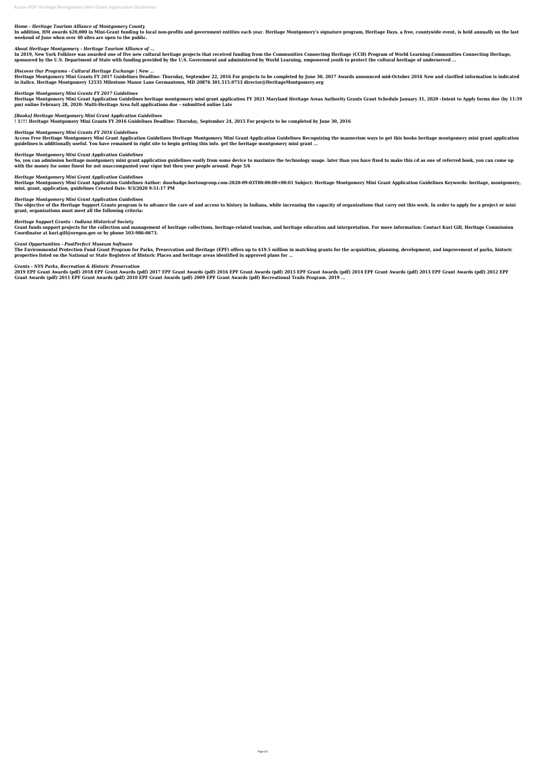*Home - Heritage Tourism Alliance of Montgomery County*

**In addition, HM awards $20,000 in Mini-Grant funding to local non-profits and government entities each year. Heritage Montgomery's signature program, Heritage Days, a free, countywide event, is held annually on the last weekend of June when over 40 sites are open to the public.**

*About Heritage Montgomery - Heritage Tourism Alliance of ...*

**In 2019, New York Folklore was awarded one of five new cultural heritage projects that received funding from the Communities Connecting Heritage (CCH) Program of World Learning.Communities Connecting Heritage, sponsored by the U.S. Department of State with funding provided by the U.S. Government and administered by World Learning, empowered youth to protect the cultural heritage of underserved ...**

*Discover Our Programs - Cultural Heritage Exchange | New ...*

**Heritage Montgomery Mini Grants FY 2017 Guidelines Deadline: Thursday, September 22, 2016 For projects to be completed by June 30, 2017 Awards announced mid-October 2016 New and clarified information is indicated in italics. Heritage Montgomery 12535 Milestone Manor Lane Germantown, MD 20876 301.515.0753 director@HeritageMontgomery.org**

*Heritage Montgomery Mini Grants FY 2017 Guidelines*

**Heritage Montgomery Mini Grant Application Guidelines heritage montgomery mini grant application FY 2021 Maryland Heritage Areas Authority Grants Grant Schedule January 31, 2020 –Intent to Apply forms due (by 11:59 pm) online February 28, 2020: Multi-Heritage Area full applications due – submitted online Late**

*[Books] Heritage Montgomery Mini Grant Application Guidelines*

**! 1!!!! Heritage Montgomery Mini Grants FY 2016 Guidelines Deadline: Thursday, September 24, 2015 For projects to be completed by June 30, 2016**

*Heritage Montgomery Mini Grants FY 2016 Guidelines*

**Access Free Heritage Montgomery Mini Grant Application Guidelines Heritage Montgomery Mini Grant Application Guidelines Recognizing the mannerism ways to get this books heritage montgomery mini grant application guidelines is additionally useful. You have remained in right site to begin getting this info. get the heritage montgomery mini grant ...**

*Heritage Montgomery Mini Grant Application Guidelines*

**So, you can admission heritage montgomery mini grant application guidelines easily from some device to maximize the technology usage. later than you have fixed to make this cd as one of referred book, you can come up with the money for some finest for not unaccompanied your vigor but then your people around. Page 5/6**

*Heritage Montgomery Mini Grant Application Guidelines*

**Heritage Montgomery Mini Grant Application Guidelines Author: doorbadge.hortongroup.com-2020-09-03T00:00:00+00:01 Subject: Heritage Montgomery Mini Grant Application Guidelines Keywords: heritage, montgomery, mini, grant, application, guidelines Created Date: 9/3/2020 9:51:17 PM**

*Heritage Montgomery Mini Grant Application Guidelines*

**The objective of the Heritage Support Grants program is to advance the care of and access to history in Indiana, while increasing the capacity of organizations that carry out this work. In order to apply for a project or mini grant, organizations must meet all the following criteria:**

*Heritage Support Grants - Indiana Historical Society*

**Grant funds support projects for the collection and management of heritage collections, heritage-related tourism, and heritage education and interpretation. For more information: Contact Kuri Gill, Heritage Commission Coordinator at kuri.gill@oregon.gov or by phone 503-986-0673.**

*Grant Opportunities - PastPerfect Museum Software*

**The Environmental Protection Fund Grant Program for Parks, Preservation and Heritage (EPF) offers up to $19.5 million in matching grants for the acquisition, planning, development, and improvement of parks, historic properties listed on the National or State Registers of Historic Places and heritage areas identified in approved plans for ...**

*Grants - NYS Parks, Recreation & Historic Preservation*

**2019 EPF Grant Awards (pdf) 2018 EPF Grant Awards (pdf) 2017 EPF Grant Awards (pdf) 2016 EPF Grant Awards (pdf) 2015 EPF Grant Awards (pdf) 2014 EPF Grant Awards (pdf) 2013 EPF Grant Awards (pdf) 2012 EPF Grant Awards (pdf) 2011 EPF Grant Awards (pdf) 2010 EPF Grant Awards (pdf) 2009 EPF Grant Awards (pdf) Recreational Trails Program. 2019 ...**